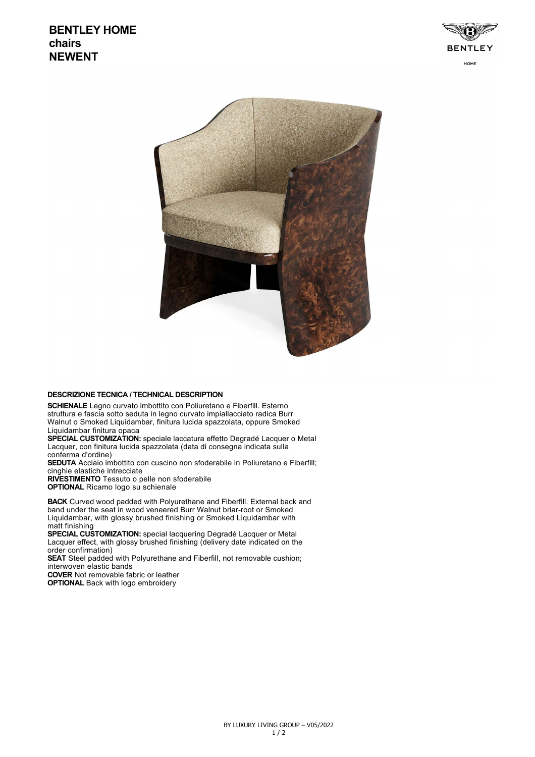# BENTLEY HOME
## chairs
## NEWENT

### DESCRIZIONE TECNICA / TECHNICAL DESCRIPTION

**SCHIENALE** Legno curvato imbottito con Poliuretano e Fiberfill. Esterno struttura e fascia sotto seduta in legno curvato impiallacciato radica Burr Walnut o Smoked Liquidambar, finitura lucida spazzolata, oppure Smoked Liquidambar finitura opaca
**SPECIAL CUSTOMIZATION:** speciale laccatura effetto Degradé Lacquer o Metal Lacquer, con finitura lucida spazzolata (data di consegna indicata sulla conferma d'ordine)
**SEDUTA** Acciaio imbottito con cuscino non sfoderabile in Poliuretano e Fiberfill; cinghie elastiche intrecciate
**RIVESTIMENTO** Tessuto o pelle non sfoderabile
**OPTIONAL** Ricamo logo su schienale

**BACK** Curved wood padded with Polyurethane and Fiberfill. External back and band under the seat in wood veneered Burr Walnut briar-root or Smoked Liquidambar, with glossy brushed finishing or Smoked Liquidambar with matt finishing
**SPECIAL CUSTOMIZATION:** special lacquering Degradé Lacquer or Metal Lacquer effect, with glossy brushed finishing (delivery date indicated on the order confirmation)
**SEAT** Steel padded with Polyurethane and Fiberfill, not removable cushion; interwoven elastic bands
**COVER** Not removable fabric or leather
**OPTIONAL** Back with logo embroidery

BY LUXURY LIVING GROUP – V05/2022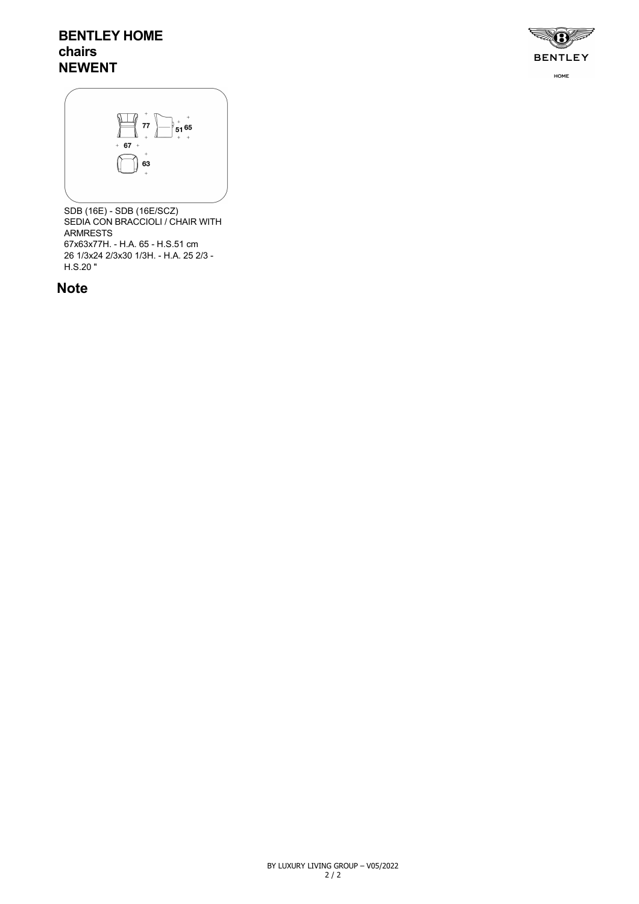# BENTLEY HOME
## chairs
## NEWENT

77
51 65
67
63

SDB (16E) - SDB (16E/SCZ)
SEDIA CON BRACCIOLI / CHAIR WITH ARMRESTS
67x63x77H. - H.A. 65 - H.S.51 cm
26 1/3x24 2/3x30 1/3H. - H.A. 25 2/3 - H.S.20 "

## Note

BY LUXURY LIVING GROUP – V05/2022